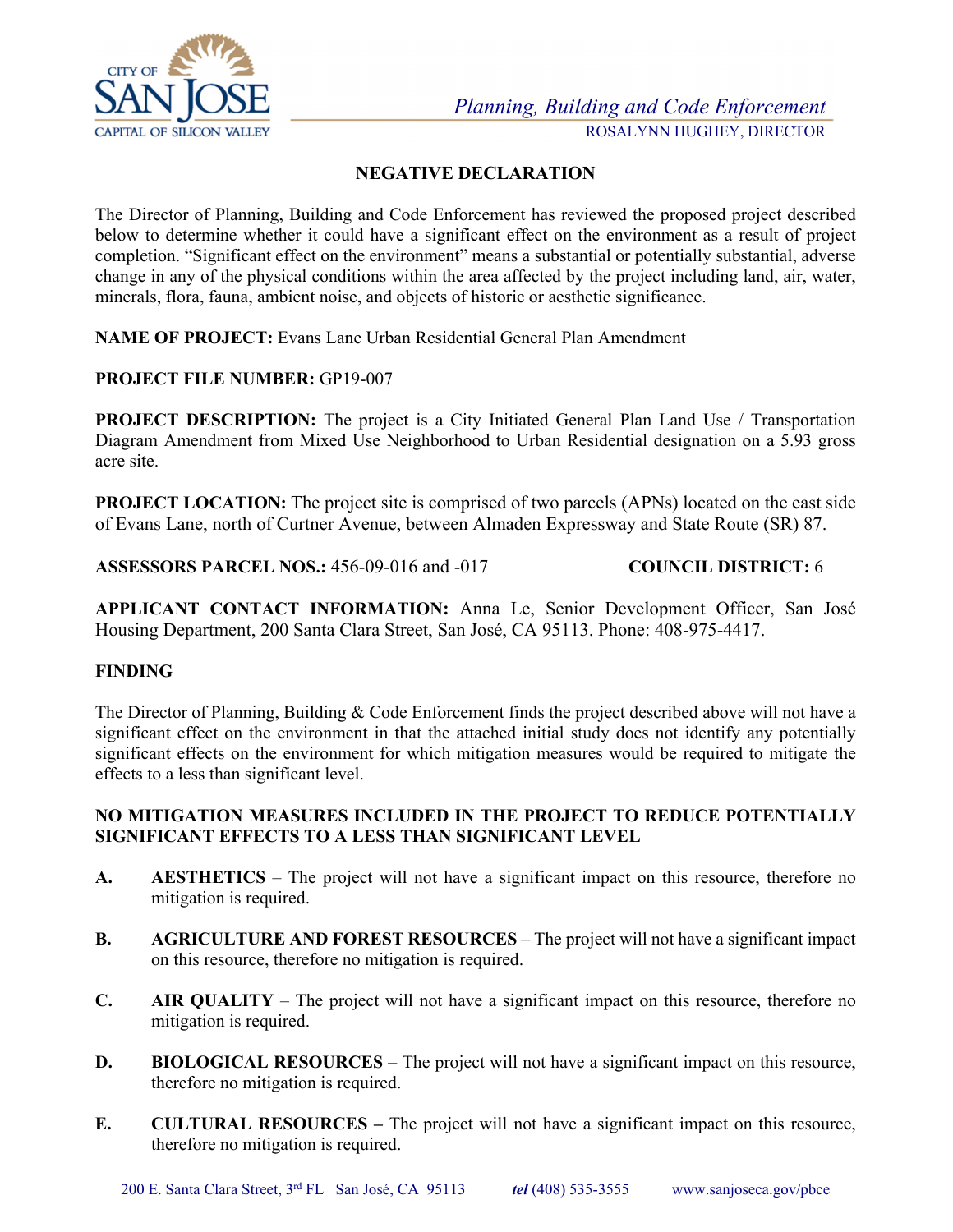Planning, Building and Code Enforcement
ROSALYNN HUGHEY, DIRECTOR

# NEGATIVE DECLARATION

The Director of Planning, Building and Code Enforcement has reviewed the proposed project described below to determine whether it could have a significant effect on the environment as a result of project completion. "Significant effect on the environment" means a substantial or potentially substantial, adverse change in any of the physical conditions within the area affected by the project including land, air, water, minerals, flora, fauna, ambient noise, and objects of historic or aesthetic significance.

**NAME OF PROJECT:** Evans Lane Urban Residential General Plan Amendment

**PROJECT FILE NUMBER:** GP19-007

**PROJECT DESCRIPTION:** The project is a City Initiated General Plan Land Use / Transportation Diagram Amendment from Mixed Use Neighborhood to Urban Residential designation on a 5.93 gross acre site.

**PROJECT LOCATION:** The project site is comprised of two parcels (APNs) located on the east side of Evans Lane, north of Curtner Avenue, between Almaden Expressway and State Route (SR) 87.

**ASSESSORS PARCEL NOS.:** 456-09-016 and -017 **COUNCIL DISTRICT:** 6

**APPLICANT CONTACT INFORMATION:** Anna Le, Senior Development Officer, San José Housing Department, 200 Santa Clara Street, San José, CA 95113. Phone: 408-975-4417.

## FINDING

The Director of Planning, Building & Code Enforcement finds the project described above will not have a significant effect on the environment in that the attached initial study does not identify any potentially significant effects on the environment for which mitigation measures would be required to mitigate the effects to a less than significant level.

## NO MITIGATION MEASURES INCLUDED IN THE PROJECT TO REDUCE POTENTIALLY SIGNIFICANT EFFECTS TO A LESS THAN SIGNIFICANT LEVEL

**A. AESTHETICS** – The project will not have a significant impact on this resource, therefore no mitigation is required.

**B. AGRICULTURE AND FOREST RESOURCES** – The project will not have a significant impact on this resource, therefore no mitigation is required.

**C. AIR QUALITY** – The project will not have a significant impact on this resource, therefore no mitigation is required.

**D. BIOLOGICAL RESOURCES** – The project will not have a significant impact on this resource, therefore no mitigation is required.

**E. CULTURAL RESOURCES –** The project will not have a significant impact on this resource, therefore no mitigation is required.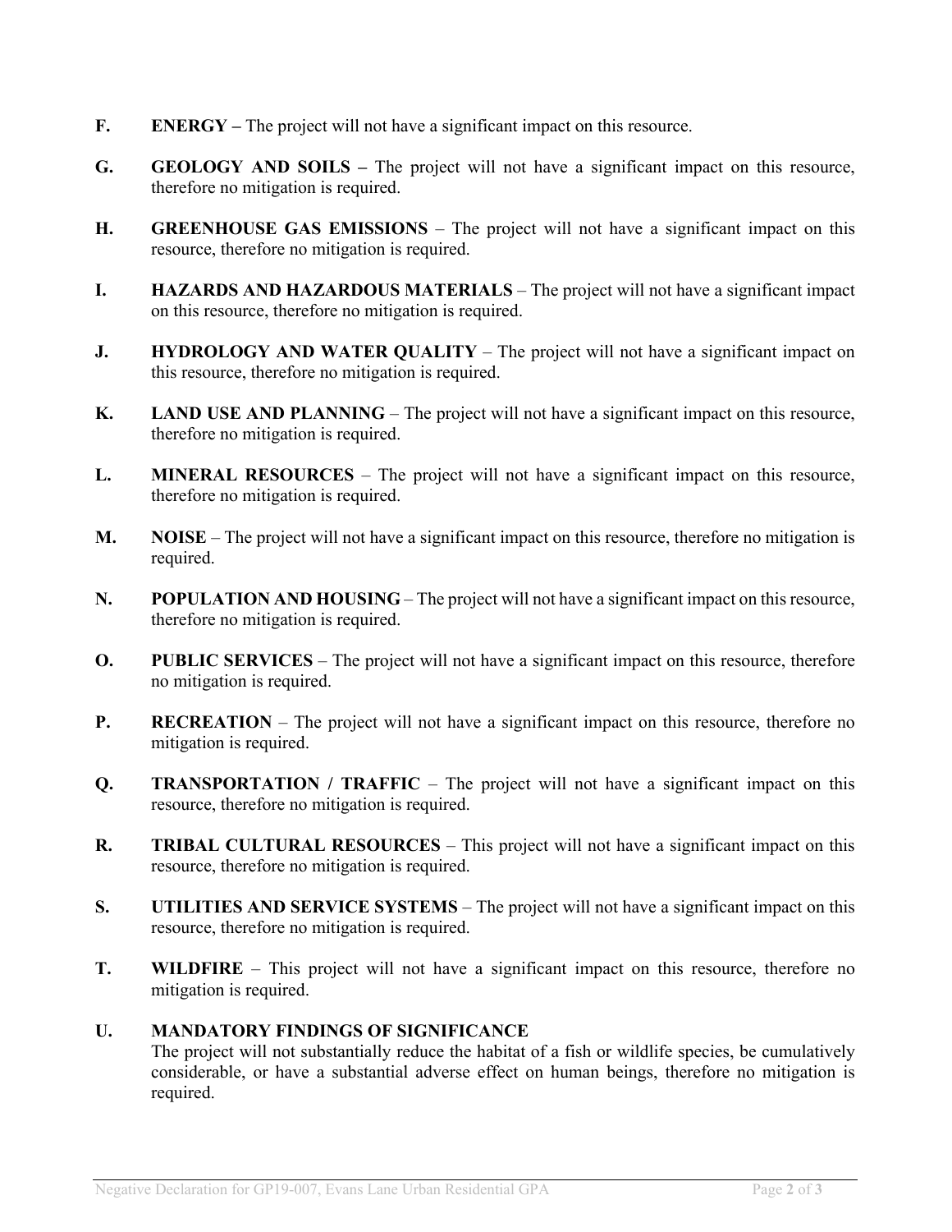**F.** **ENERGY –** The project will not have a significant impact on this resource.

**G.** **GEOLOGY AND SOILS –** The project will not have a significant impact on this resource, therefore no mitigation is required.

**H.** **GREENHOUSE GAS EMISSIONS** – The project will not have a significant impact on this resource, therefore no mitigation is required.

**I.** **HAZARDS AND HAZARDOUS MATERIALS** – The project will not have a significant impact on this resource, therefore no mitigation is required.

**J.** **HYDROLOGY AND WATER QUALITY** – The project will not have a significant impact on this resource, therefore no mitigation is required.

**K.** **LAND USE AND PLANNING** – The project will not have a significant impact on this resource, therefore no mitigation is required.

**L.** **MINERAL RESOURCES** – The project will not have a significant impact on this resource, therefore no mitigation is required.

**M.** **NOISE** – The project will not have a significant impact on this resource, therefore no mitigation is required.

**N.** **POPULATION AND HOUSING** – The project will not have a significant impact on this resource, therefore no mitigation is required.

**O.** **PUBLIC SERVICES** – The project will not have a significant impact on this resource, therefore no mitigation is required.

**P.** **RECREATION** – The project will not have a significant impact on this resource, therefore no mitigation is required.

**Q.** **TRANSPORTATION / TRAFFIC** – The project will not have a significant impact on this resource, therefore no mitigation is required.

**R.** **TRIBAL CULTURAL RESOURCES** – This project will not have a significant impact on this resource, therefore no mitigation is required.

**S.** **UTILITIES AND SERVICE SYSTEMS** – The project will not have a significant impact on this resource, therefore no mitigation is required.

**T.** **WILDFIRE** – This project will not have a significant impact on this resource, therefore no mitigation is required.

**U.** **MANDATORY FINDINGS OF SIGNIFICANCE**
The project will not substantially reduce the habitat of a fish or wildlife species, be cumulatively considerable, or have a substantial adverse effect on human beings, therefore no mitigation is required.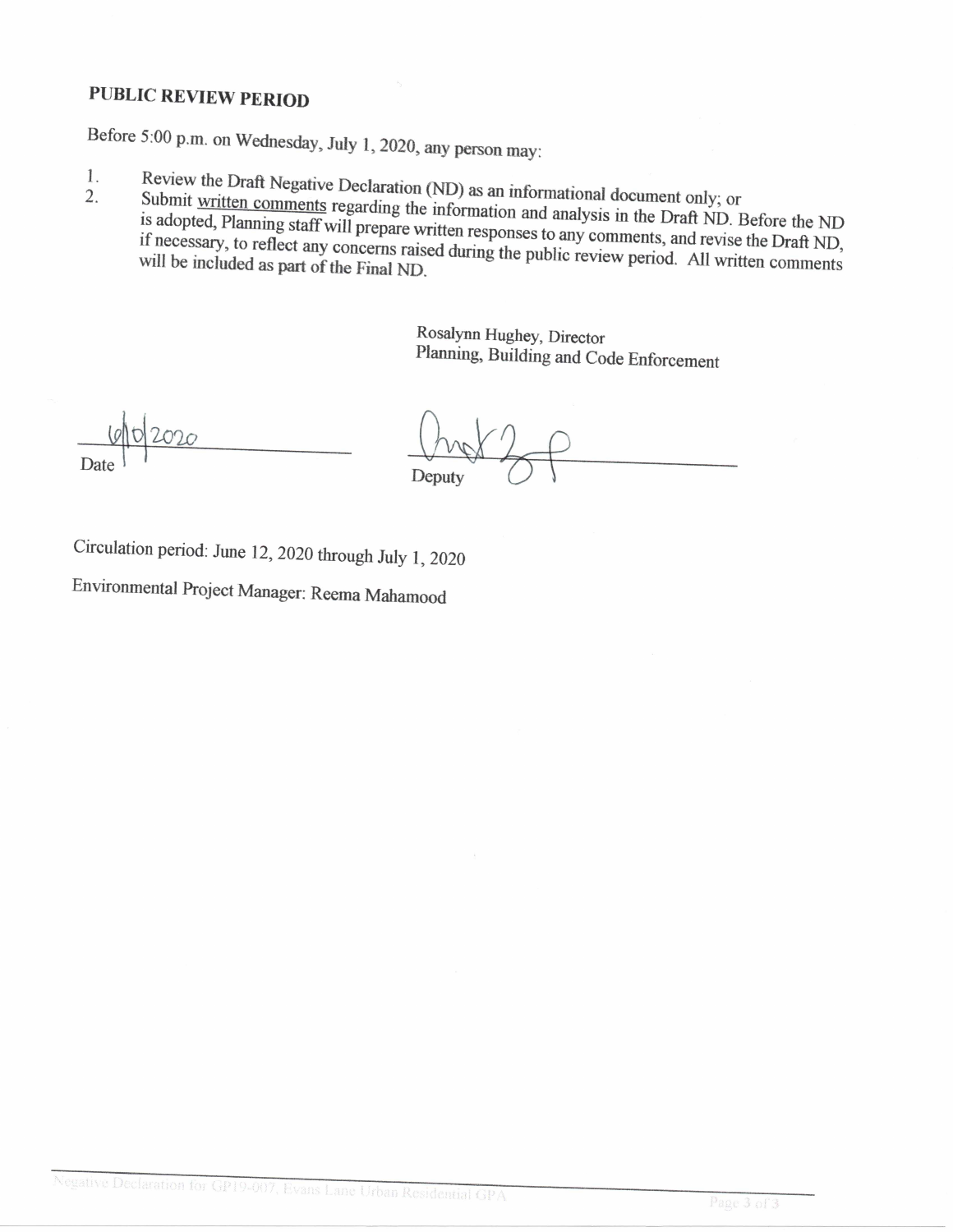## PUBLIC REVIEW PERIOD

Before 5:00 p.m. on Wednesday, July 1, 2020, any person may:

1. Review the Draft Negative Declaration (ND) as an informational document only; or
2. Submit written comments regarding the information and analysis in the Draft ND. Before the ND is adopted, Planning staff will prepare written responses to any comments, and revise the Draft ND, if necessary, to reflect any concerns raised during the public review period. All written comments will be included as part of the Final ND.

Rosalynn Hughey, Director
Planning, Building and Code Enforcement

6/10/2020
Date

Deputy

Circulation period: June 12, 2020 through July 1, 2020

Environmental Project Manager: Reema Mahamood